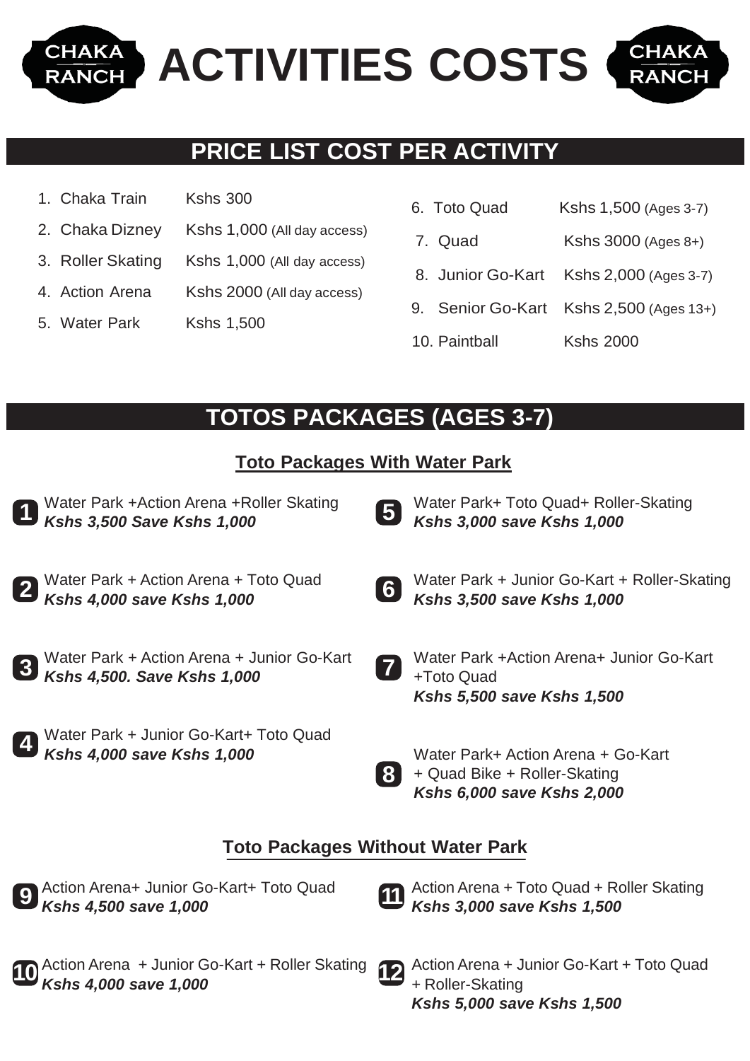# CHAKA RANCH ACTIVITIES COSTS

## PRICE LIST COST PER ACTIVITY

1. Chaka Train — Kshs 300
2. Chaka Dizney — Kshs 1,000 (All day access)
3. Roller Skating — Kshs 1,000 (All day access)
4. Action Arena — Kshs 2000 (All day access)
5. Water Park — Kshs 1,500
6. Toto Quad — Kshs 1,500 (Ages 3-7)
7. Quad — Kshs 3000 (Ages 8+)
8. Junior Go-Kart — Kshs 2,000 (Ages 3-7)
9. Senior Go-Kart — Kshs 2,500 (Ages 13+)
10. Paintball — Kshs 2000

## TOTOS PACKAGES (AGES 3-7)

### Toto Packages With Water Park

**1** Water Park +Action Arena +Roller Skating
***Kshs 3,500 Save Kshs 1,000***

**2** Water Park + Action Arena + Toto Quad
***Kshs 4,000 save Kshs 1,000***

**3** Water Park + Action Arena + Junior Go-Kart
***Kshs 4,500. Save Kshs 1,000***

**4** Water Park + Junior Go-Kart+ Toto Quad
***Kshs 4,000 save Kshs 1,000***

**5** Water Park+ Toto Quad+ Roller-Skating
***Kshs 3,000 save Kshs 1,000***

**6** Water Park + Junior Go-Kart + Roller-Skating
***Kshs 3,500 save Kshs 1,000***

**7** Water Park +Action Arena+ Junior Go-Kart +Toto Quad
***Kshs 5,500 save Kshs 1,500***

**8** Water Park+ Action Arena + Go-Kart + Quad Bike + Roller-Skating
***Kshs 6,000 save Kshs 2,000***

### Toto Packages Without Water Park

**9** Action Arena+ Junior Go-Kart+ Toto Quad
***Kshs 4,500 save 1,000***

**10** Action Arena + Junior Go-Kart + Roller Skating
***Kshs 4,000 save 1,000***

**11** Action Arena + Toto Quad + Roller Skating
***Kshs 3,000 save Kshs 1,500***

**12** Action Arena + Junior Go-Kart + Toto Quad + Roller-Skating
***Kshs 5,000 save Kshs 1,500***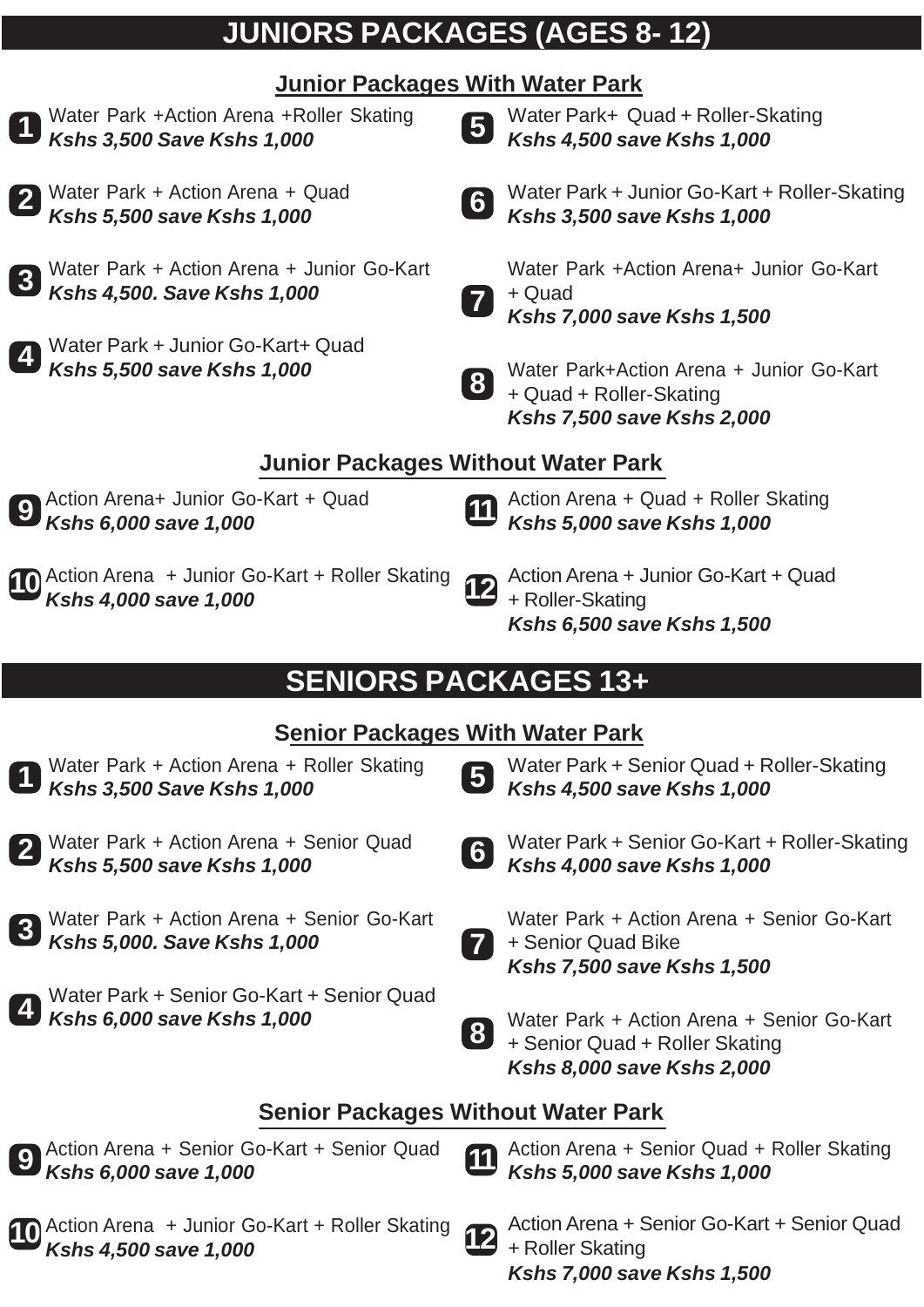# JUNIORS PACKAGES (AGES 8- 12)

## Junior Packages With Water Park

1. Water Park +Action Arena +Roller Skating
   ***Kshs 3,500 Save Kshs 1,000***
2. Water Park + Action Arena + Quad
   ***Kshs 5,500 save Kshs 1,000***
3. Water Park + Action Arena + Junior Go-Kart
   ***Kshs 4,500. Save Kshs 1,000***
4. Water Park + Junior Go-Kart+ Quad
   ***Kshs 5,500 save Kshs 1,000***
5. Water Park+ Quad + Roller-Skating
   ***Kshs 4,500 save Kshs 1,000***
6. Water Park + Junior Go-Kart + Roller-Skating
   ***Kshs 3,500 save Kshs 1,000***
7. Water Park +Action Arena+ Junior Go-Kart + Quad
   ***Kshs 7,000 save Kshs 1,500***
8. Water Park+Action Arena + Junior Go-Kart + Quad + Roller-Skating
   ***Kshs 7,500 save Kshs 2,000***

## Junior Packages Without Water Park

9. Action Arena+ Junior Go-Kart + Quad
   ***Kshs 6,000 save 1,000***
10. Action Arena + Junior Go-Kart + Roller Skating
    ***Kshs 4,000 save 1,000***
11. Action Arena + Quad + Roller Skating
    ***Kshs 5,000 save Kshs 1,000***
12. Action Arena + Junior Go-Kart + Quad + Roller-Skating
    ***Kshs 6,500 save Kshs 1,500***

# SENIORS PACKAGES 13+

## Senior Packages With Water Park

1. Water Park + Action Arena + Roller Skating
   ***Kshs 3,500 Save Kshs 1,000***
2. Water Park + Action Arena + Senior Quad
   ***Kshs 5,500 save Kshs 1,000***
3. Water Park + Action Arena + Senior Go-Kart
   ***Kshs 5,000. Save Kshs 1,000***
4. Water Park + Senior Go-Kart + Senior Quad
   ***Kshs 6,000 save Kshs 1,000***
5. Water Park + Senior Quad + Roller-Skating
   ***Kshs 4,500 save Kshs 1,000***
6. Water Park + Senior Go-Kart + Roller-Skating
   ***Kshs 4,000 save Kshs 1,000***
7. Water Park + Action Arena + Senior Go-Kart + Senior Quad Bike
   ***Kshs 7,500 save Kshs 1,500***
8. Water Park + Action Arena + Senior Go-Kart + Senior Quad + Roller Skating
   ***Kshs 8,000 save Kshs 2,000***

## Senior Packages Without Water Park

9. Action Arena + Senior Go-Kart + Senior Quad
   ***Kshs 6,000 save 1,000***
10. Action Arena + Junior Go-Kart + Roller Skating
    ***Kshs 4,500 save 1,000***
11. Action Arena + Senior Quad + Roller Skating
    ***Kshs 5,000 save Kshs 1,000***
12. Action Arena + Senior Go-Kart + Senior Quad + Roller Skating
    ***Kshs 7,000 save Kshs 1,500***